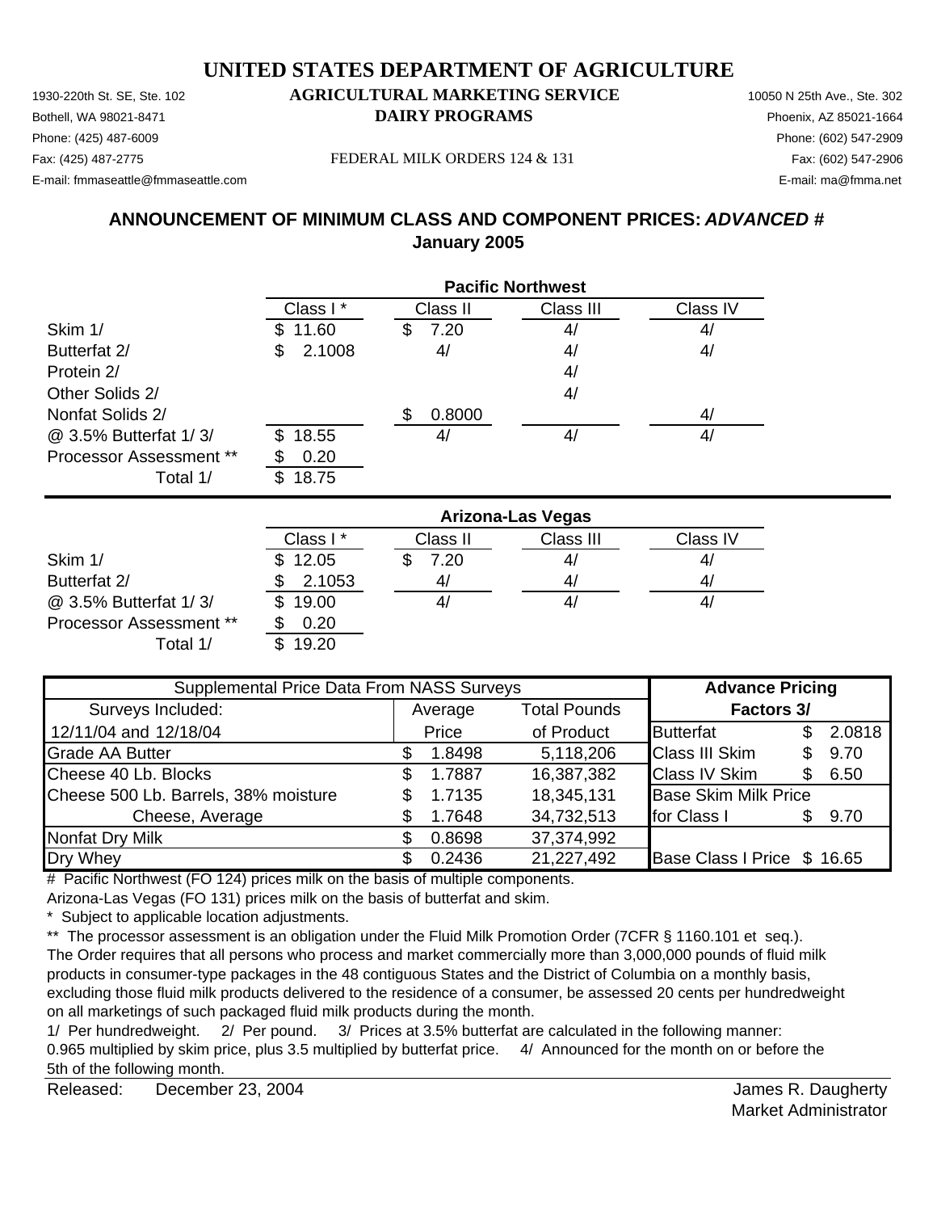# UNITED STATES DEPARTMENT OF AGRICULTURE

1930-220th St. SE, Ste. 102 **AGRICULTURAL MARKETING SERVICE** 10050 N 25th Ave., Ste. 302
Bothell, WA 98021-8471 **DAIRY PROGRAMS** Phoenix, AZ 85021-1664
Phone: (425) 487-6009 Phone: (602) 547-2909
Fax: (425) 487-2775 FEDERAL MILK ORDERS 124 & 131 Fax: (602) 547-2906
E-mail: fmmaseattle@fmmaseattle.com E-mail: ma@fmma.net

## ANNOUNCEMENT OF MINIMUM CLASS AND COMPONENT PRICES: *ADVANCED* #
## January 2005

| | Pacific Northwest | | | |
|---|---|---|---|---|
| | Class I * | Class II | Class III | Class IV |
| Skim 1/ | $ 11.60 | $ 7.20 | 4/ | 4/ |
| Butterfat 2/ | $ 2.1008 | 4/ | 4/ | 4/ |
| Protein 2/ | | | 4/ | |
| Other Solids 2/ | | | 4/ | |
| Nonfat Solids 2/ | | $ 0.8000 | | 4/ |
| @ 3.5% Butterfat 1/ 3/ | $ 18.55 | 4/ | 4/ | 4/ |
| Processor Assessment ** | $ 0.20 | | | |
| Total 1/ | $ 18.75 | | | |

| | Arizona-Las Vegas | | | |
|---|---|---|---|---|
| | Class I * | Class II | Class III | Class IV |
| Skim 1/ | $ 12.05 | $ 7.20 | 4/ | 4/ |
| Butterfat 2/ | $ 2.1053 | 4/ | 4/ | 4/ |
| @ 3.5% Butterfat 1/ 3/ | $ 19.00 | 4/ | 4/ | 4/ |
| Processor Assessment ** | $ 0.20 | | | |
| Total 1/ | $ 19.20 | | | |

| Supplemental Price Data From NASS Surveys | | | Advance Pricing | |
|---|---|---|---|---|
| Surveys Included: | Average | Total Pounds | Factors 3/ | |
| 12/11/04 and 12/18/04 | Price | of Product | Butterfat | $ 2.0818 |
| Grade AA Butter | $ 1.8498 | 5,118,206 | Class III Skim | $ 9.70 |
| Cheese 40 Lb. Blocks | $ 1.7887 | 16,387,382 | Class IV Skim | $ 6.50 |
| Cheese 500 Lb. Barrels, 38% moisture | $ 1.7135 | 18,345,131 | Base Skim Milk Price | |
| Cheese, Average | $ 1.7648 | 34,732,513 | for Class I | $ 9.70 |
| Nonfat Dry Milk | $ 0.8698 | 37,374,992 | | |
| Dry Whey | $ 0.2436 | 21,227,492 | Base Class I Price | $ 16.65 |

# Pacific Northwest (FO 124) prices milk on the basis of multiple components.
Arizona-Las Vegas (FO 131) prices milk on the basis of butterfat and skim.

\* Subject to applicable location adjustments.

** The processor assessment is an obligation under the Fluid Milk Promotion Order (7CFR § 1160.101 et seq.). The Order requires that all persons who process and market commercially more than 3,000,000 pounds of fluid milk products in consumer-type packages in the 48 contiguous States and the District of Columbia on a monthly basis, excluding those fluid milk products delivered to the residence of a consumer, be assessed 20 cents per hundredweight on all marketings of such packaged fluid milk products during the month.

1/ Per hundredweight. 2/ Per pound. 3/ Prices at 3.5% butterfat are calculated in the following manner: 0.965 multiplied by skim price, plus 3.5 multiplied by butterfat price. 4/ Announced for the month on or before the 5th of the following month.

Released: December 23, 2004

James R. Daugherty
Market Administrator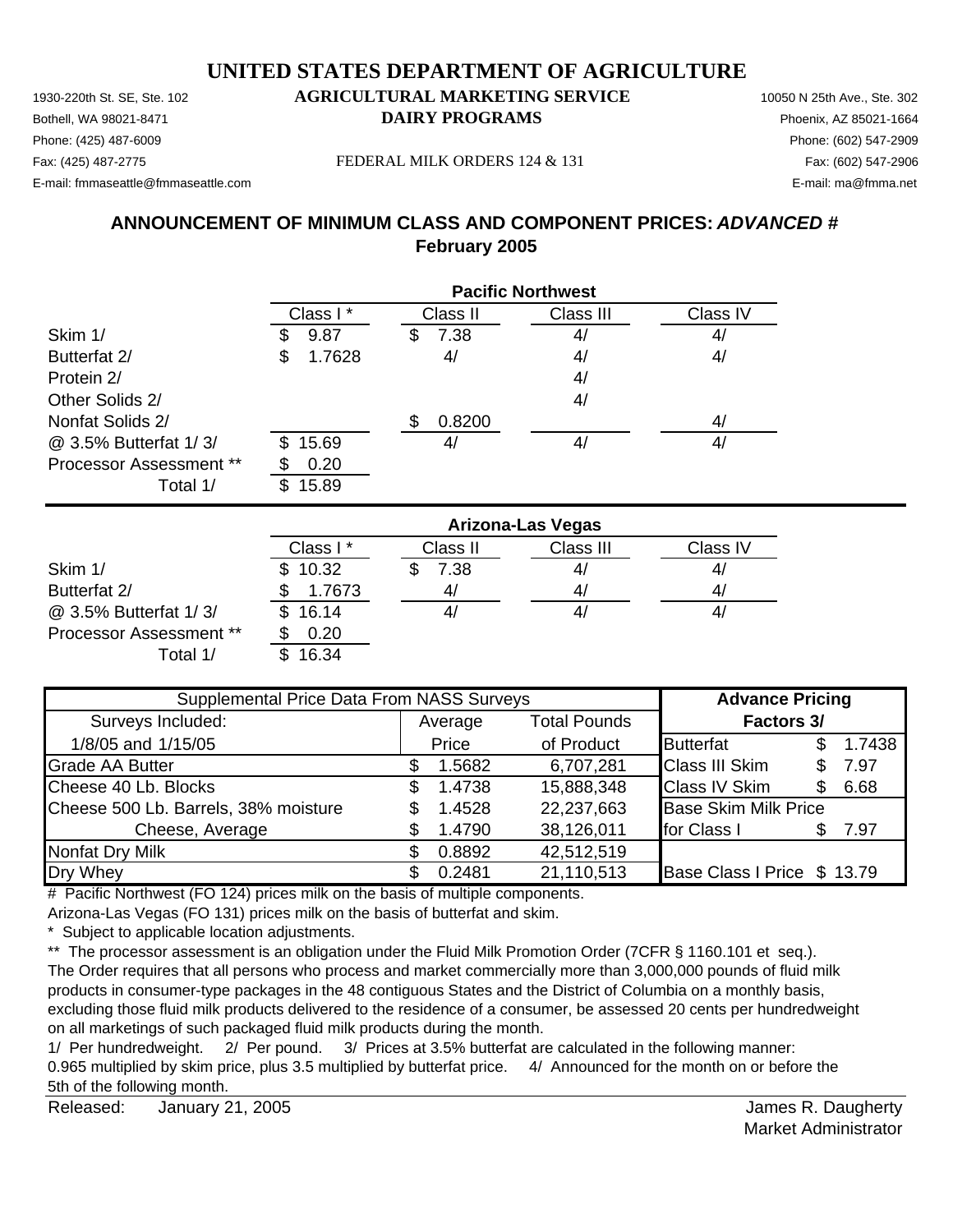# UNITED STATES DEPARTMENT OF AGRICULTURE

1930-220th St. SE, Ste. 102
Bothell, WA 98021-8471
Phone: (425) 487-6009
Fax: (425) 487-2775
E-mail: fmmaseattle@fmmaseattle.com

**AGRICULTURAL MARKETING SERVICE**
**DAIRY PROGRAMS**

FEDERAL MILK ORDERS 124 & 131

10050 N 25th Ave., Ste. 302
Phoenix, AZ 85021-1664
Phone: (602) 547-2909
Fax: (602) 547-2906
E-mail: ma@fmma.net

## ANNOUNCEMENT OF MINIMUM CLASS AND COMPONENT PRICES: *ADVANCED #*
## February 2005

| | Pacific Northwest | | | |
|---|---|---|---|---|
| | Class I * | Class II | Class III | Class IV |
| Skim 1/ | $ 9.87 | $ 7.38 | 4/ | 4/ |
| Butterfat 2/ | $ 1.7628 | 4/ | 4/ | 4/ |
| Protein 2/ | | | 4/ | |
| Other Solids 2/ | | | 4/ | |
| Nonfat Solids 2/ | | $ 0.8200 | | 4/ |
| @ 3.5% Butterfat 1/ 3/ | $ 15.69 | 4/ | 4/ | 4/ |
| Processor Assessment ** | $ 0.20 | | | |
| Total 1/ | $ 15.89 | | | |

| | Arizona-Las Vegas | | | |
|---|---|---|---|---|
| | Class I * | Class II | Class III | Class IV |
| Skim 1/ | $ 10.32 | $ 7.38 | 4/ | 4/ |
| Butterfat 2/ | $ 1.7673 | 4/ | 4/ | 4/ |
| @ 3.5% Butterfat 1/ 3/ | $ 16.14 | 4/ | 4/ | 4/ |
| Processor Assessment ** | $ 0.20 | | | |
| Total 1/ | $ 16.34 | | | |

| Supplemental Price Data From NASS Surveys | | | Advance Pricing | |
|---|---|---|---|---|
| Surveys Included: | Average | Total Pounds | Factors 3/ | |
| 1/8/05 and 1/15/05 | Price | of Product | Butterfat | $ 1.7438 |
| Grade AA Butter | $ 1.5682 | 6,707,281 | Class III Skim | $ 7.97 |
| Cheese 40 Lb. Blocks | $ 1.4738 | 15,888,348 | Class IV Skim | $ 6.68 |
| Cheese 500 Lb. Barrels, 38% moisture | $ 1.4528 | 22,237,663 | Base Skim Milk Price | |
| Cheese, Average | $ 1.4790 | 38,126,011 | for Class I | $ 7.97 |
| Nonfat Dry Milk | $ 0.8892 | 42,512,519 | | |
| Dry Whey | $ 0.2481 | 21,110,513 | Base Class I Price | $ 13.79 |

\# Pacific Northwest (FO 124) prices milk on the basis of multiple components.
Arizona-Las Vegas (FO 131) prices milk on the basis of butterfat and skim.

\* Subject to applicable location adjustments.

\*\* The processor assessment is an obligation under the Fluid Milk Promotion Order (7CFR § 1160.101 et seq.). The Order requires that all persons who process and market commercially more than 3,000,000 pounds of fluid milk products in consumer-type packages in the 48 contiguous States and the District of Columbia on a monthly basis, excluding those fluid milk products delivered to the residence of a consumer, be assessed 20 cents per hundredweight on all marketings of such packaged fluid milk products during the month.

1/ Per hundredweight. 2/ Per pound. 3/ Prices at 3.5% butterfat are calculated in the following manner: 0.965 multiplied by skim price, plus 3.5 multiplied by butterfat price. 4/ Announced for the month on or before the 5th of the following month.

Released: January 21, 2005

James R. Daugherty
Market Administrator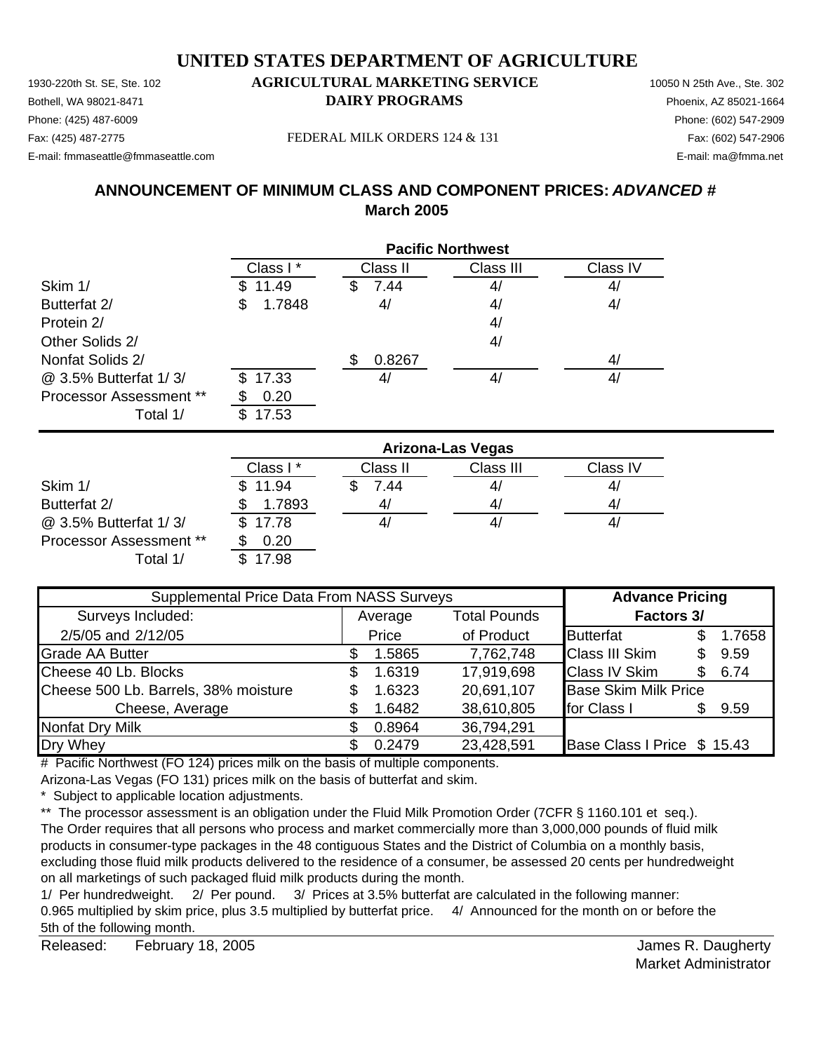# UNITED STATES DEPARTMENT OF AGRICULTURE

1930-220th St. SE, Ste. 102
Bothell, WA 98021-8471
Phone: (425) 487-6009
Fax: (425) 487-2775
E-mail: fmmaseattle@fmmaseattle.com

**AGRICULTURAL MARKETING SERVICE**
**DAIRY PROGRAMS**

FEDERAL MILK ORDERS 124 & 131

10050 N 25th Ave., Ste. 302
Phoenix, AZ 85021-1664
Phone: (602) 547-2909
Fax: (602) 547-2906
E-mail: ma@fmma.net

## ANNOUNCEMENT OF MINIMUM CLASS AND COMPONENT PRICES: *ADVANCED* #
## March 2005

| | Pacific Northwest | | | |
|---|---|---|---|---|
| | Class I * | Class II | Class III | Class IV |
| Skim 1/ | $ 11.49 | $ 7.44 | 4/ | 4/ |
| Butterfat 2/ | $ 1.7848 | 4/ | 4/ | 4/ |
| Protein 2/ | | | 4/ | |
| Other Solids 2/ | | | 4/ | |
| Nonfat Solids 2/ | | $ 0.8267 | | 4/ |
| @ 3.5% Butterfat 1/ 3/ | $ 17.33 | 4/ | 4/ | 4/ |
| Processor Assessment ** | $ 0.20 | | | |
| Total 1/ | $ 17.53 | | | |

| | Arizona-Las Vegas | | | |
|---|---|---|---|---|
| | Class I * | Class II | Class III | Class IV |
| Skim 1/ | $ 11.94 | $ 7.44 | 4/ | 4/ |
| Butterfat 2/ | $ 1.7893 | 4/ | 4/ | 4/ |
| @ 3.5% Butterfat 1/ 3/ | $ 17.78 | 4/ | 4/ | 4/ |
| Processor Assessment ** | $ 0.20 | | | |
| Total 1/ | $ 17.98 | | | |

| Supplemental Price Data From NASS Surveys | | | Advance Pricing | |
|---|---|---|---|---|
| Surveys Included: | Average | Total Pounds | Factors 3/ | |
| 2/5/05 and 2/12/05 | Price | of Product | Butterfat | $ 1.7658 |
| Grade AA Butter | $ 1.5865 | 7,762,748 | Class III Skim | $ 9.59 |
| Cheese 40 Lb. Blocks | $ 1.6319 | 17,919,698 | Class IV Skim | $ 6.74 |
| Cheese 500 Lb. Barrels, 38% moisture | $ 1.6323 | 20,691,107 | Base Skim Milk Price | |
| Cheese, Average | $ 1.6482 | 38,610,805 | for Class I | $ 9.59 |
| Nonfat Dry Milk | $ 0.8964 | 36,794,291 | | |
| Dry Whey | $ 0.2479 | 23,428,591 | Base Class I Price | $ 15.43 |

# Pacific Northwest (FO 124) prices milk on the basis of multiple components.
Arizona-Las Vegas (FO 131) prices milk on the basis of butterfat and skim.

\* Subject to applicable location adjustments.

** The processor assessment is an obligation under the Fluid Milk Promotion Order (7CFR § 1160.101 et seq.). The Order requires that all persons who process and market commercially more than 3,000,000 pounds of fluid milk products in consumer-type packages in the 48 contiguous States and the District of Columbia on a monthly basis, excluding those fluid milk products delivered to the residence of a consumer, be assessed 20 cents per hundredweight on all marketings of such packaged fluid milk products during the month.

1/ Per hundredweight. 2/ Per pound. 3/ Prices at 3.5% butterfat are calculated in the following manner: 0.965 multiplied by skim price, plus 3.5 multiplied by butterfat price. 4/ Announced for the month on or before the 5th of the following month.

Released: February 18, 2005

James R. Daugherty
Market Administrator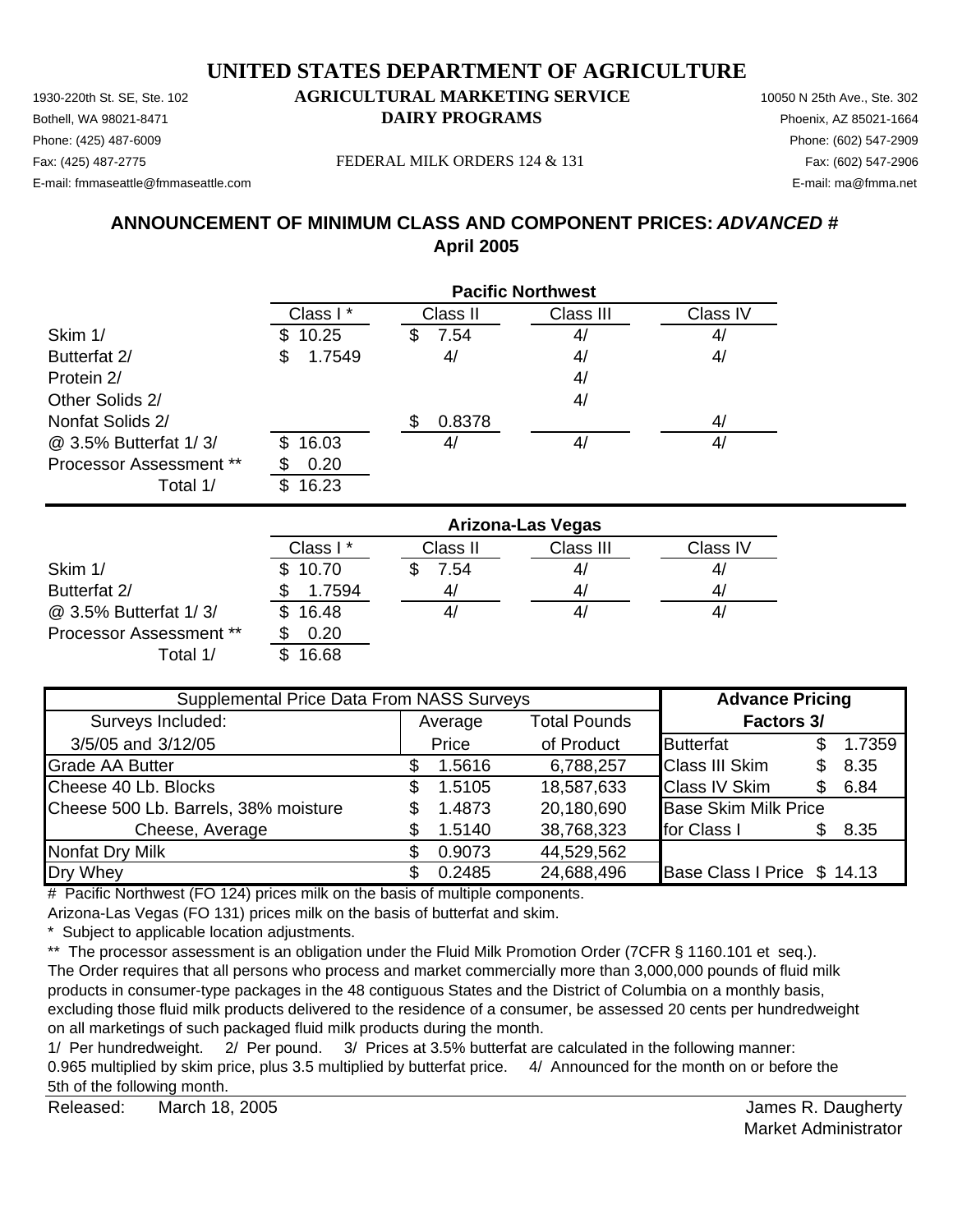# UNITED STATES DEPARTMENT OF AGRICULTURE

1930-220th St. SE, Ste. 102
Bothell, WA 98021-8471
Phone: (425) 487-6009
Fax: (425) 487-2775
E-mail: fmmaseattle@fmmaseattle.com

**AGRICULTURAL MARKETING SERVICE**
**DAIRY PROGRAMS**

FEDERAL MILK ORDERS 124 & 131

10050 N 25th Ave., Ste. 302
Phoenix, AZ 85021-1664
Phone: (602) 547-2909
Fax: (602) 547-2906
E-mail: ma@fmma.net

## ANNOUNCEMENT OF MINIMUM CLASS AND COMPONENT PRICES: *ADVANCED #*
## April 2005

| | **Pacific Northwest** | | | |
|---|---|---|---|---|
| | Class I * | Class II | Class III | Class IV |
| Skim 1/ | $ 10.25 | $ 7.54 | 4/ | 4/ |
| Butterfat 2/ | $ 1.7549 | 4/ | 4/ | 4/ |
| Protein 2/ | | | 4/ | |
| Other Solids 2/ | | | 4/ | |
| Nonfat Solids 2/ | | $ 0.8378 | | 4/ |
| @ 3.5% Butterfat 1/ 3/ | $ 16.03 | 4/ | 4/ | 4/ |
| Processor Assessment ** | $ 0.20 | | | |
| Total 1/ | $ 16.23 | | | |

| | **Arizona-Las Vegas** | | | |
|---|---|---|---|---|
| | Class I * | Class II | Class III | Class IV |
| Skim 1/ | $ 10.70 | $ 7.54 | 4/ | 4/ |
| Butterfat 2/ | $ 1.7594 | 4/ | 4/ | 4/ |
| @ 3.5% Butterfat 1/ 3/ | $ 16.48 | 4/ | 4/ | 4/ |
| Processor Assessment ** | $ 0.20 | | | |
| Total 1/ | $ 16.68 | | | |

| Supplemental Price Data From NASS Surveys | | | **Advance Pricing** | |
|---|---|---|---|---|
| Surveys Included: | Average | Total Pounds | **Factors 3/** | |
| 3/5/05 and 3/12/05 | Price | of Product | Butterfat | $ 1.7359 |
| Grade AA Butter | $ 1.5616 | 6,788,257 | Class III Skim | $ 8.35 |
| Cheese 40 Lb. Blocks | $ 1.5105 | 18,587,633 | Class IV Skim | $ 6.84 |
| Cheese 500 Lb. Barrels, 38% moisture | $ 1.4873 | 20,180,690 | Base Skim Milk Price | |
| Cheese, Average | $ 1.5140 | 38,768,323 | for Class I | $ 8.35 |
| Nonfat Dry Milk | $ 0.9073 | 44,529,562 | | |
| Dry Whey | $ 0.2485 | 24,688,496 | Base Class I Price | $ 14.13 |

# Pacific Northwest (FO 124) prices milk on the basis of multiple components.
Arizona-Las Vegas (FO 131) prices milk on the basis of butterfat and skim.

\* Subject to applicable location adjustments.

** The processor assessment is an obligation under the Fluid Milk Promotion Order (7CFR § 1160.101 et seq.). The Order requires that all persons who process and market commercially more than 3,000,000 pounds of fluid milk products in consumer-type packages in the 48 contiguous States and the District of Columbia on a monthly basis, excluding those fluid milk products delivered to the residence of a consumer, be assessed 20 cents per hundredweight on all marketings of such packaged fluid milk products during the month.

1/ Per hundredweight. 2/ Per pound. 3/ Prices at 3.5% butterfat are calculated in the following manner: 0.965 multiplied by skim price, plus 3.5 multiplied by butterfat price. 4/ Announced for the month on or before the 5th of the following month.

Released: March 18, 2005

James R. Daugherty
Market Administrator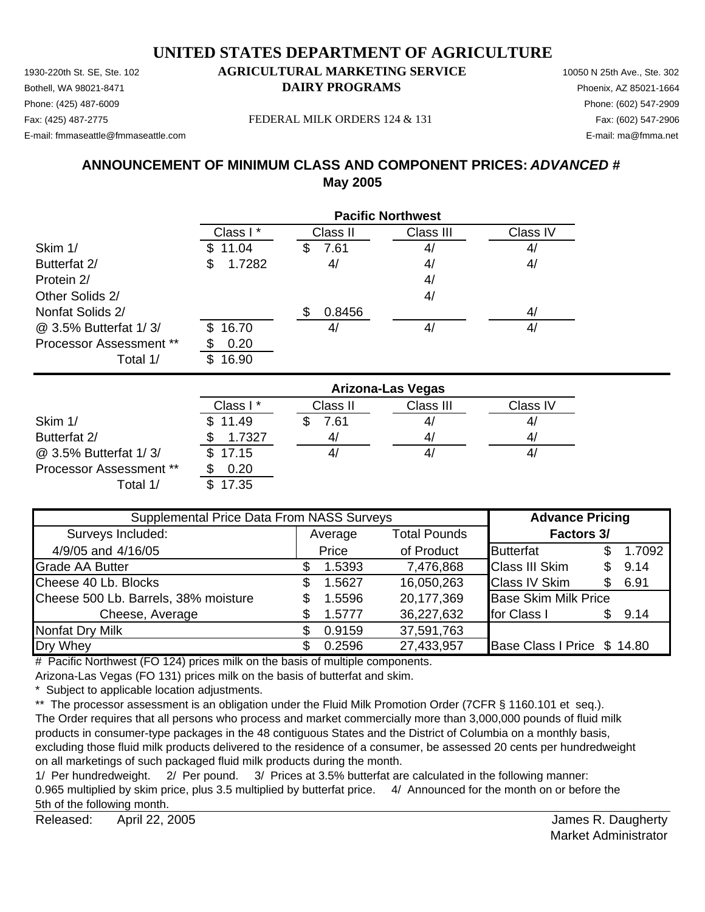# UNITED STATES DEPARTMENT OF AGRICULTURE

1930-220th St. SE, Ste. 102 **AGRICULTURAL MARKETING SERVICE** 10050 N 25th Ave., Ste. 302
Bothell, WA 98021-8471 **DAIRY PROGRAMS** Phoenix, AZ 85021-1664
Phone: (425) 487-6009 Phone: (602) 547-2909
Fax: (425) 487-2775 FEDERAL MILK ORDERS 124 & 131 Fax: (602) 547-2906
E-mail: fmmaseattle@fmmaseattle.com E-mail: ma@fmma.net

## ANNOUNCEMENT OF MINIMUM CLASS AND COMPONENT PRICES: *ADVANCED* #
## May 2005

| | Pacific Northwest | | | |
|---|---|---|---|---|
| | Class I * | Class II | Class III | Class IV |
| Skim 1/ | $ 11.04 | $ 7.61 | 4/ | 4/ |
| Butterfat 2/ | $ 1.7282 | 4/ | 4/ | 4/ |
| Protein 2/ | | | 4/ | |
| Other Solids 2/ | | | 4/ | |
| Nonfat Solids 2/ | | $ 0.8456 | | 4/ |
| @ 3.5% Butterfat 1/ 3/ | $ 16.70 | 4/ | 4/ | 4/ |
| Processor Assessment ** | $ 0.20 | | | |
| Total 1/ | $ 16.90 | | | |

| | Arizona-Las Vegas | | | |
|---|---|---|---|---|
| | Class I * | Class II | Class III | Class IV |
| Skim 1/ | $ 11.49 | $ 7.61 | 4/ | 4/ |
| Butterfat 2/ | $ 1.7327 | 4/ | 4/ | 4/ |
| @ 3.5% Butterfat 1/ 3/ | $ 17.15 | 4/ | 4/ | 4/ |
| Processor Assessment ** | $ 0.20 | | | |
| Total 1/ | $ 17.35 | | | |

| Supplemental Price Data From NASS Surveys | | | Advance Pricing Factors 3/ | |
|---|---|---|---|---|
| Surveys Included: 4/9/05 and 4/16/05 | Average Price | Total Pounds of Product | | |
| Grade AA Butter | $ 1.5393 | 7,476,868 | Butterfat | $ 1.7092 |
| Cheese 40 Lb. Blocks | $ 1.5627 | 16,050,263 | Class III Skim | $ 9.14 |
| Cheese 500 Lb. Barrels, 38% moisture | $ 1.5596 | 20,177,369 | Class IV Skim | $ 6.91 |
| Cheese, Average | $ 1.5777 | 36,227,632 | Base Skim Milk Price for Class I | $ 9.14 |
| Nonfat Dry Milk | $ 0.9159 | 37,591,763 | | |
| Dry Whey | $ 0.2596 | 27,433,957 | Base Class I Price | $ 14.80 |

# Pacific Northwest (FO 124) prices milk on the basis of multiple components.
Arizona-Las Vegas (FO 131) prices milk on the basis of butterfat and skim.

\* Subject to applicable location adjustments.

** The processor assessment is an obligation under the Fluid Milk Promotion Order (7CFR § 1160.101 et seq.). The Order requires that all persons who process and market commercially more than 3,000,000 pounds of fluid milk products in consumer-type packages in the 48 contiguous States and the District of Columbia on a monthly basis, excluding those fluid milk products delivered to the residence of a consumer, be assessed 20 cents per hundredweight on all marketings of such packaged fluid milk products during the month.

1/ Per hundredweight. 2/ Per pound. 3/ Prices at 3.5% butterfat are calculated in the following manner: 0.965 multiplied by skim price, plus 3.5 multiplied by butterfat price. 4/ Announced for the month on or before the 5th of the following month.

Released: April 22, 2005

James R. Daugherty
Market Administrator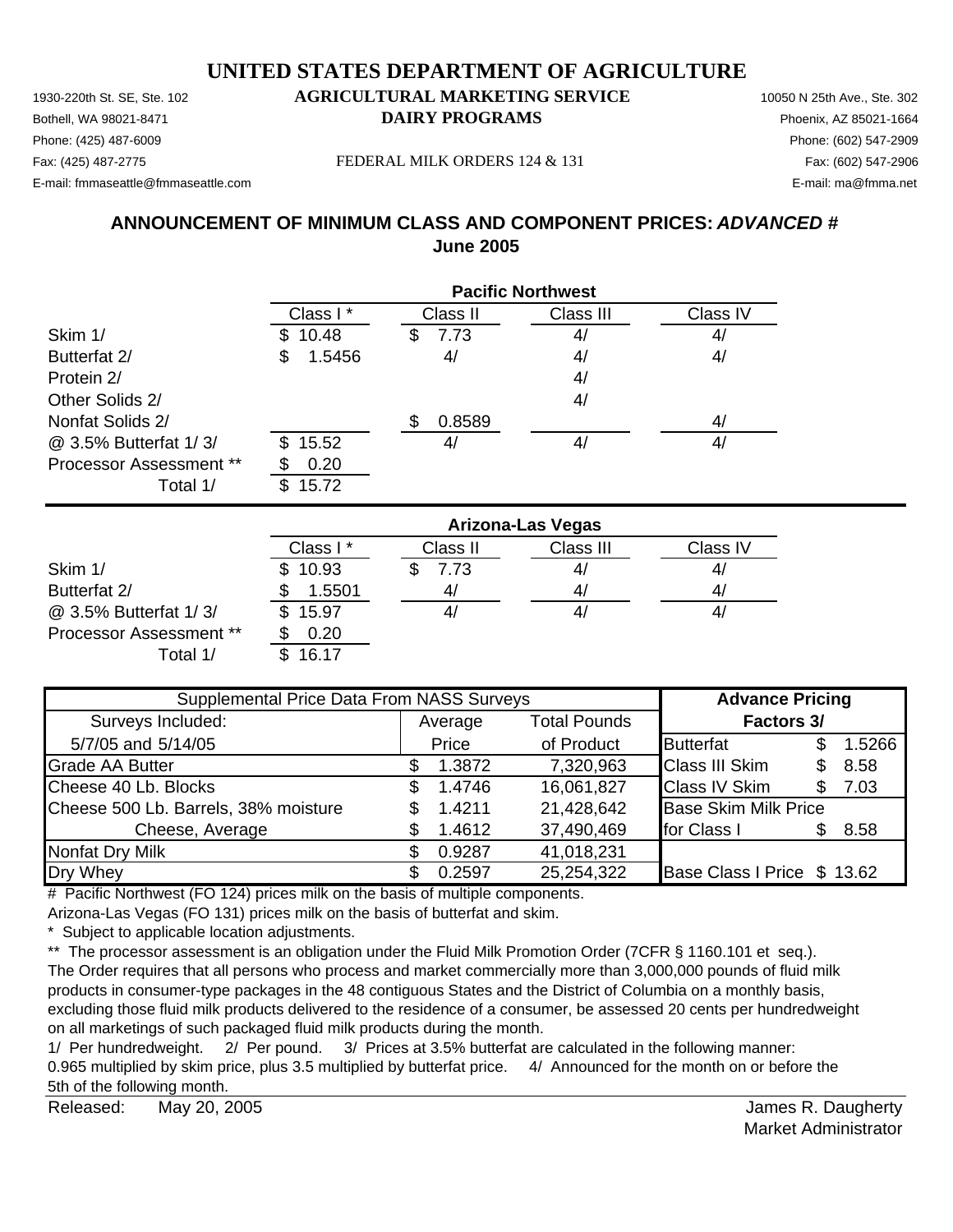# UNITED STATES DEPARTMENT OF AGRICULTURE

**AGRICULTURAL MARKETING SERVICE**
**DAIRY PROGRAMS**

FEDERAL MILK ORDERS 124 & 131

1930-220th St. SE, Ste. 102
Bothell, WA 98021-8471
Phone: (425) 487-6009
Fax: (425) 487-2775
E-mail: fmmaseattle@fmmaseattle.com

10050 N 25th Ave., Ste. 302
Phoenix, AZ 85021-1664
Phone: (602) 547-2909
Fax: (602) 547-2906
E-mail: ma@fmma.net

## ANNOUNCEMENT OF MINIMUM CLASS AND COMPONENT PRICES: *ADVANCED* #
## June 2005

**Pacific Northwest**

| | Class I * | Class II | Class III | Class IV |
|---|---|---|---|---|
| Skim 1/ | $ 10.48 | $ 7.73 | 4/ | 4/ |
| Butterfat 2/ | $ 1.5456 | 4/ | 4/ | 4/ |
| Protein 2/ | | | 4/ | |
| Other Solids 2/ | | | 4/ | |
| Nonfat Solids 2/ | | $ 0.8589 | | 4/ |
| @ 3.5% Butterfat 1/ 3/ | $ 15.52 | 4/ | 4/ | 4/ |
| Processor Assessment ** | $ 0.20 | | | |
| Total 1/ | $ 15.72 | | | |

**Arizona-Las Vegas**

| | Class I * | Class II | Class III | Class IV |
|---|---|---|---|---|
| Skim 1/ | $ 10.93 | $ 7.73 | 4/ | 4/ |
| Butterfat 2/ | $ 1.5501 | 4/ | 4/ | 4/ |
| @ 3.5% Butterfat 1/ 3/ | $ 15.97 | 4/ | 4/ | 4/ |
| Processor Assessment ** | $ 0.20 | | | |
| Total 1/ | $ 16.17 | | | |

| Supplemental Price Data From NASS Surveys | | | Advance Pricing Factors 3/ | |
|---|---|---|---|---|
| Surveys Included: 5/7/05 and 5/14/05 | Average Price | Total Pounds of Product | | |
| Grade AA Butter | $ 1.3872 | 7,320,963 | Butterfat | $ 1.5266 |
| Cheese 40 Lb. Blocks | $ 1.4746 | 16,061,827 | Class III Skim | $ 8.58 |
| Cheese 500 Lb. Barrels, 38% moisture | $ 1.4211 | 21,428,642 | Class IV Skim | $ 7.03 |
| Cheese, Average | $ 1.4612 | 37,490,469 | Base Skim Milk Price for Class I | $ 8.58 |
| Nonfat Dry Milk | $ 0.9287 | 41,018,231 | | |
| Dry Whey | $ 0.2597 | 25,254,322 | Base Class I Price | $ 13.62 |

\# Pacific Northwest (FO 124) prices milk on the basis of multiple components.
Arizona-Las Vegas (FO 131) prices milk on the basis of butterfat and skim.

\* Subject to applicable location adjustments.

** The processor assessment is an obligation under the Fluid Milk Promotion Order (7CFR § 1160.101 et seq.). The Order requires that all persons who process and market commercially more than 3,000,000 pounds of fluid milk products in consumer-type packages in the 48 contiguous States and the District of Columbia on a monthly basis, excluding those fluid milk products delivered to the residence of a consumer, be assessed 20 cents per hundredweight on all marketings of such packaged fluid milk products during the month.

1/ Per hundredweight. 2/ Per pound. 3/ Prices at 3.5% butterfat are calculated in the following manner: 0.965 multiplied by skim price, plus 3.5 multiplied by butterfat price. 4/ Announced for the month on or before the 5th of the following month.

Released: May 20, 2005

James R. Daugherty
Market Administrator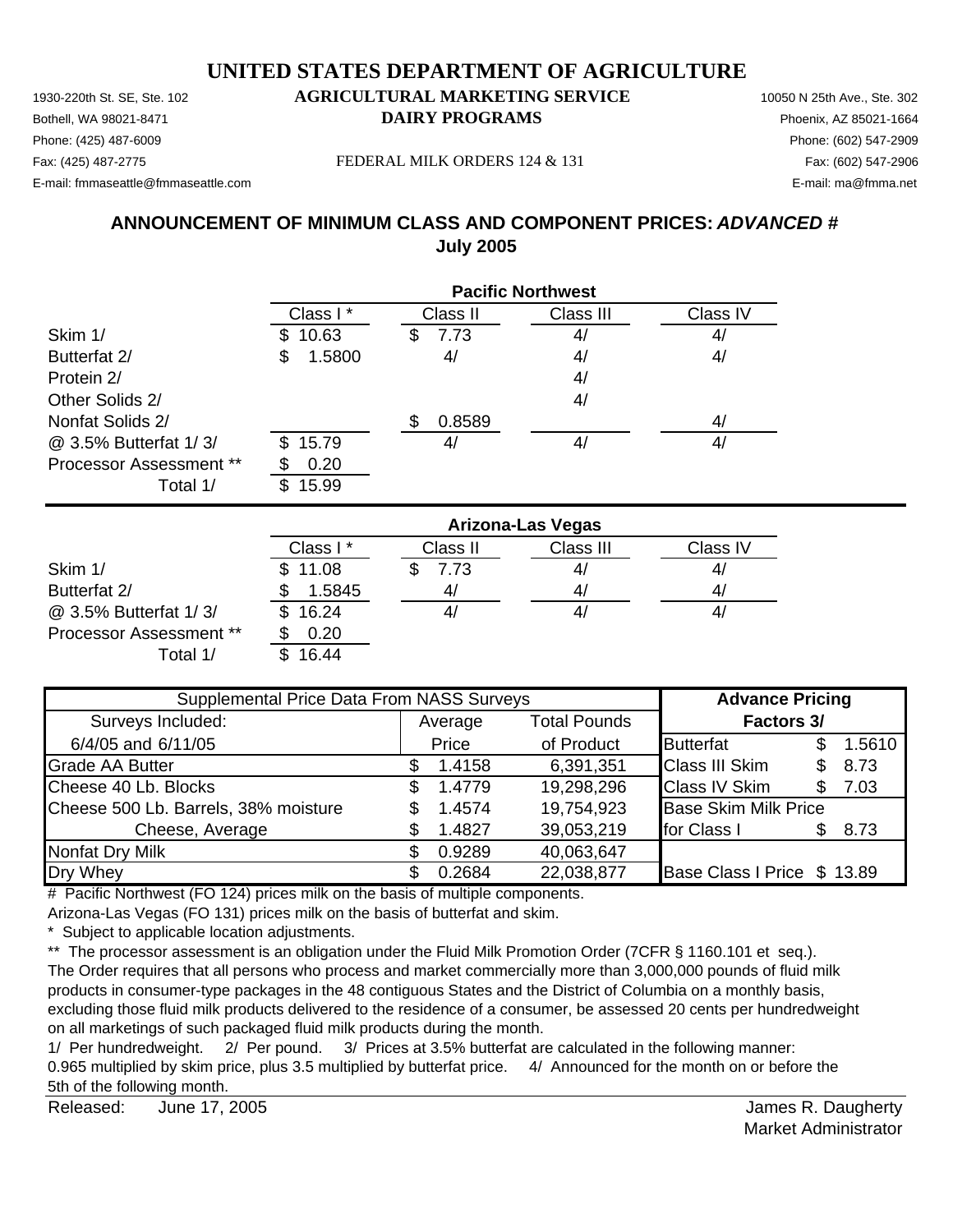# UNITED STATES DEPARTMENT OF AGRICULTURE

## AGRICULTURAL MARKETING SERVICE
## DAIRY PROGRAMS

1930-220th St. SE, Ste. 102
Bothell, WA 98021-8471
Phone: (425) 487-6009
Fax: (425) 487-2775
E-mail: fmmaseattle@fmmaseattle.com

FEDERAL MILK ORDERS 124 & 131

10050 N 25th Ave., Ste. 302
Phoenix, AZ 85021-1664
Phone: (602) 547-2909
Fax: (602) 547-2906
E-mail: ma@fmma.net

## ANNOUNCEMENT OF MINIMUM CLASS AND COMPONENT PRICES: *ADVANCED #*
## July 2005

| | Pacific Northwest | | | |
|---|---|---|---|---|
| | Class I * | Class II | Class III | Class IV |
| Skim 1/ | $ 10.63 | $ 7.73 | 4/ | 4/ |
| Butterfat 2/ | $ 1.5800 | 4/ | 4/ | 4/ |
| Protein 2/ | | | 4/ | |
| Other Solids 2/ | | | 4/ | |
| Nonfat Solids 2/ | | $ 0.8589 | | 4/ |
| @ 3.5% Butterfat 1/ 3/ | $ 15.79 | 4/ | 4/ | 4/ |
| Processor Assessment ** | $ 0.20 | | | |
| Total 1/ | $ 15.99 | | | |

| | Arizona-Las Vegas | | | |
|---|---|---|---|---|
| | Class I * | Class II | Class III | Class IV |
| Skim 1/ | $ 11.08 | $ 7.73 | 4/ | 4/ |
| Butterfat 2/ | $ 1.5845 | 4/ | 4/ | 4/ |
| @ 3.5% Butterfat 1/ 3/ | $ 16.24 | 4/ | 4/ | 4/ |
| Processor Assessment ** | $ 0.20 | | | |
| Total 1/ | $ 16.44 | | | |

| Supplemental Price Data From NASS Surveys | | | Advance Pricing | |
|---|---|---|---|---|
| Surveys Included: | Average | Total Pounds | Factors 3/ | |
| 6/4/05 and 6/11/05 | Price | of Product | Butterfat | $ 1.5610 |
| Grade AA Butter | $ 1.4158 | 6,391,351 | Class III Skim | $ 8.73 |
| Cheese 40 Lb. Blocks | $ 1.4779 | 19,298,296 | Class IV Skim | $ 7.03 |
| Cheese 500 Lb. Barrels, 38% moisture | $ 1.4574 | 19,754,923 | Base Skim Milk Price | |
| Cheese, Average | $ 1.4827 | 39,053,219 | for Class I | $ 8.73 |
| Nonfat Dry Milk | $ 0.9289 | 40,063,647 | | |
| Dry Whey | $ 0.2684 | 22,038,877 | Base Class I Price | $ 13.89 |

# Pacific Northwest (FO 124) prices milk on the basis of multiple components.
Arizona-Las Vegas (FO 131) prices milk on the basis of butterfat and skim.

\* Subject to applicable location adjustments.

** The processor assessment is an obligation under the Fluid Milk Promotion Order (7CFR § 1160.101 et seq.). The Order requires that all persons who process and market commercially more than 3,000,000 pounds of fluid milk products in consumer-type packages in the 48 contiguous States and the District of Columbia on a monthly basis, excluding those fluid milk products delivered to the residence of a consumer, be assessed 20 cents per hundredweight on all marketings of such packaged fluid milk products during the month.

1/ Per hundredweight. 2/ Per pound. 3/ Prices at 3.5% butterfat are calculated in the following manner: 0.965 multiplied by skim price, plus 3.5 multiplied by butterfat price. 4/ Announced for the month on or before the 5th of the following month.

Released: June 17, 2005

James R. Daugherty
Market Administrator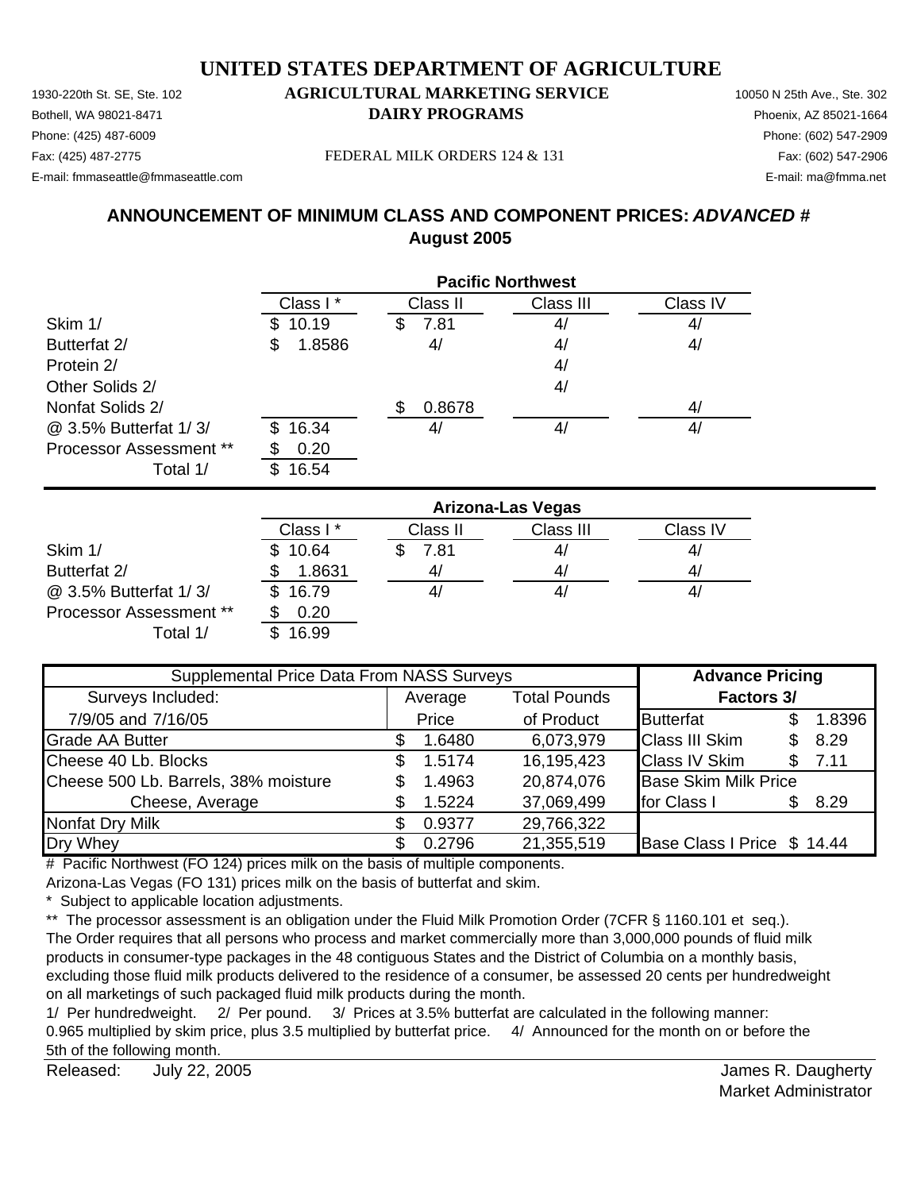# UNITED STATES DEPARTMENT OF AGRICULTURE

## AGRICULTURAL MARKETING SERVICE
## DAIRY PROGRAMS

1930-220th St. SE, Ste. 102
Bothell, WA 98021-8471
Phone: (425) 487-6009
Fax: (425) 487-2775
E-mail: fmmaseattle@fmmaseattle.com

FEDERAL MILK ORDERS 124 & 131

10050 N 25th Ave., Ste. 302
Phoenix, AZ 85021-1664
Phone: (602) 547-2909
Fax: (602) 547-2906
E-mail: ma@fmma.net

### ANNOUNCEMENT OF MINIMUM CLASS AND COMPONENT PRICES: *ADVANCED #*
### August 2005

**Pacific Northwest**

| | Class I * | Class II | Class III | Class IV |
|---|---|---|---|---|
| Skim 1/ | $ 10.19 | $ 7.81 | 4/ | 4/ |
| Butterfat 2/ | $ 1.8586 | 4/ | 4/ | 4/ |
| Protein 2/ | | | 4/ | |
| Other Solids 2/ | | | 4/ | |
| Nonfat Solids 2/ | | $ 0.8678 | | 4/ |
| @ 3.5% Butterfat 1/ 3/ | $ 16.34 | 4/ | 4/ | 4/ |
| Processor Assessment ** | $ 0.20 | | | |
| Total 1/ | $ 16.54 | | | |

**Arizona-Las Vegas**

| | Class I * | Class II | Class III | Class IV |
|---|---|---|---|---|
| Skim 1/ | $ 10.64 | $ 7.81 | 4/ | 4/ |
| Butterfat 2/ | $ 1.8631 | 4/ | 4/ | 4/ |
| @ 3.5% Butterfat 1/ 3/ | $ 16.79 | 4/ | 4/ | 4/ |
| Processor Assessment ** | $ 0.20 | | | |
| Total 1/ | $ 16.99 | | | |

| Supplemental Price Data From NASS Surveys | | | Advance Pricing Factors 3/ | |
|---|---|---|---|---|
| Surveys Included: 7/9/05 and 7/16/05 | Average Price | Total Pounds of Product | | |
| Grade AA Butter | $ 1.6480 | 6,073,979 | Butterfat | $ 1.8396 |
| Cheese 40 Lb. Blocks | $ 1.5174 | 16,195,423 | Class III Skim | $ 8.29 |
| Cheese 500 Lb. Barrels, 38% moisture | $ 1.4963 | 20,874,076 | Class IV Skim | $ 7.11 |
| Cheese, Average | $ 1.5224 | 37,069,499 | Base Skim Milk Price for Class I | $ 8.29 |
| Nonfat Dry Milk | $ 0.9377 | 29,766,322 | | |
| Dry Whey | $ 0.2796 | 21,355,519 | Base Class I Price | $ 14.44 |

\# Pacific Northwest (FO 124) prices milk on the basis of multiple components.
Arizona-Las Vegas (FO 131) prices milk on the basis of butterfat and skim.

\* Subject to applicable location adjustments.

\*\* The processor assessment is an obligation under the Fluid Milk Promotion Order (7CFR § 1160.101 et seq.). The Order requires that all persons who process and market commercially more than 3,000,000 pounds of fluid milk products in consumer-type packages in the 48 contiguous States and the District of Columbia on a monthly basis, excluding those fluid milk products delivered to the residence of a consumer, be assessed 20 cents per hundredweight on all marketings of such packaged fluid milk products during the month.

1/ Per hundredweight. 2/ Per pound. 3/ Prices at 3.5% butterfat are calculated in the following manner: 0.965 multiplied by skim price, plus 3.5 multiplied by butterfat price. 4/ Announced for the month on or before the 5th of the following month.

Released: July 22, 2005

James R. Daugherty
Market Administrator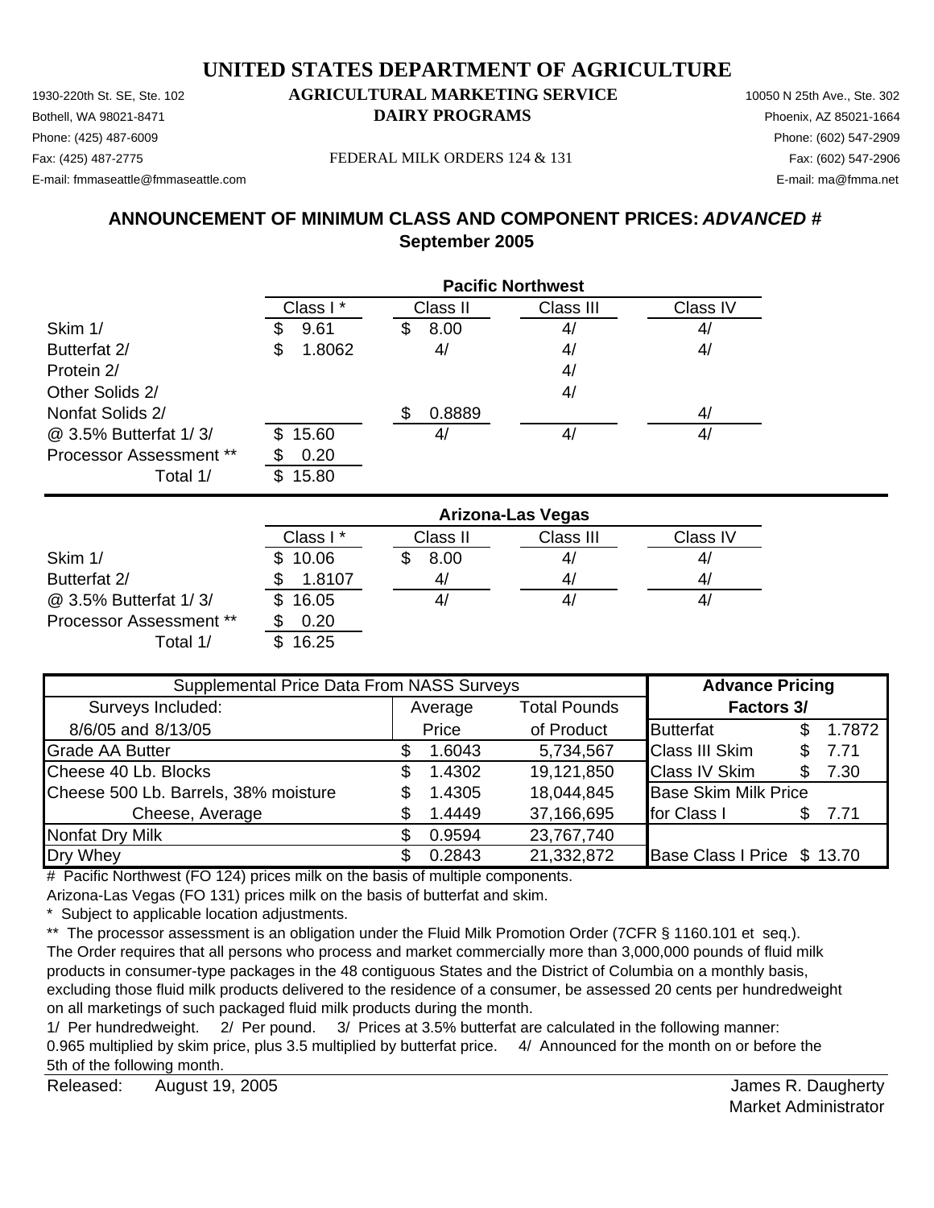# UNITED STATES DEPARTMENT OF AGRICULTURE

1930-220th St. SE, Ste. 102
Bothell, WA 98021-8471
Phone: (425) 487-6009
Fax: (425) 487-2775
E-mail: fmmaseattle@fmmaseattle.com

**AGRICULTURAL MARKETING SERVICE**
**DAIRY PROGRAMS**

FEDERAL MILK ORDERS 124 & 131

10050 N 25th Ave., Ste. 302
Phoenix, AZ 85021-1664
Phone: (602) 547-2909
Fax: (602) 547-2906
E-mail: ma@fmma.net

## ANNOUNCEMENT OF MINIMUM CLASS AND COMPONENT PRICES: *ADVANCED #*
## September 2005

| | Pacific Northwest | | | |
|---|---|---|---|---|
| | Class I * | Class II | Class III | Class IV |
| Skim 1/ | $ 9.61 | $ 8.00 | 4/ | 4/ |
| Butterfat 2/ | $ 1.8062 | 4/ | 4/ | 4/ |
| Protein 2/ | | | 4/ | |
| Other Solids 2/ | | | 4/ | |
| Nonfat Solids 2/ | | $ 0.8889 | | 4/ |
| @ 3.5% Butterfat 1/ 3/ | $ 15.60 | 4/ | 4/ | 4/ |
| Processor Assessment ** | $ 0.20 | | | |
| Total 1/ | $ 15.80 | | | |

| | Arizona-Las Vegas | | | |
|---|---|---|---|---|
| | Class I * | Class II | Class III | Class IV |
| Skim 1/ | $ 10.06 | $ 8.00 | 4/ | 4/ |
| Butterfat 2/ | $ 1.8107 | 4/ | 4/ | 4/ |
| @ 3.5% Butterfat 1/ 3/ | $ 16.05 | 4/ | 4/ | 4/ |
| Processor Assessment ** | $ 0.20 | | | |
| Total 1/ | $ 16.25 | | | |

| Supplemental Price Data From NASS Surveys | | | Advance Pricing Factors 3/ | |
|---|---|---|---|---|
| Surveys Included: 8/6/05 and 8/13/05 | Average Price | Total Pounds of Product | | |
| Grade AA Butter | $ 1.6043 | 5,734,567 | Butterfat | $ 1.7872 |
| Cheese 40 Lb. Blocks | $ 1.4302 | 19,121,850 | Class III Skim | $ 7.71 |
| Cheese 500 Lb. Barrels, 38% moisture | $ 1.4305 | 18,044,845 | Class IV Skim | $ 7.30 |
| Cheese, Average | $ 1.4449 | 37,166,695 | Base Skim Milk Price for Class I | $ 7.71 |
| Nonfat Dry Milk | $ 0.9594 | 23,767,740 | | |
| Dry Whey | $ 0.2843 | 21,332,872 | Base Class I Price | $ 13.70 |

\# Pacific Northwest (FO 124) prices milk on the basis of multiple components.
Arizona-Las Vegas (FO 131) prices milk on the basis of butterfat and skim.

\* Subject to applicable location adjustments.

\** The processor assessment is an obligation under the Fluid Milk Promotion Order (7CFR § 1160.101 et seq.). The Order requires that all persons who process and market commercially more than 3,000,000 pounds of fluid milk products in consumer-type packages in the 48 contiguous States and the District of Columbia on a monthly basis, excluding those fluid milk products delivered to the residence of a consumer, be assessed 20 cents per hundredweight on all marketings of such packaged fluid milk products during the month.

1/ Per hundredweight. 2/ Per pound. 3/ Prices at 3.5% butterfat are calculated in the following manner: 0.965 multiplied by skim price, plus 3.5 multiplied by butterfat price. 4/ Announced for the month on or before the 5th of the following month.

Released: August 19, 2005

James R. Daugherty
Market Administrator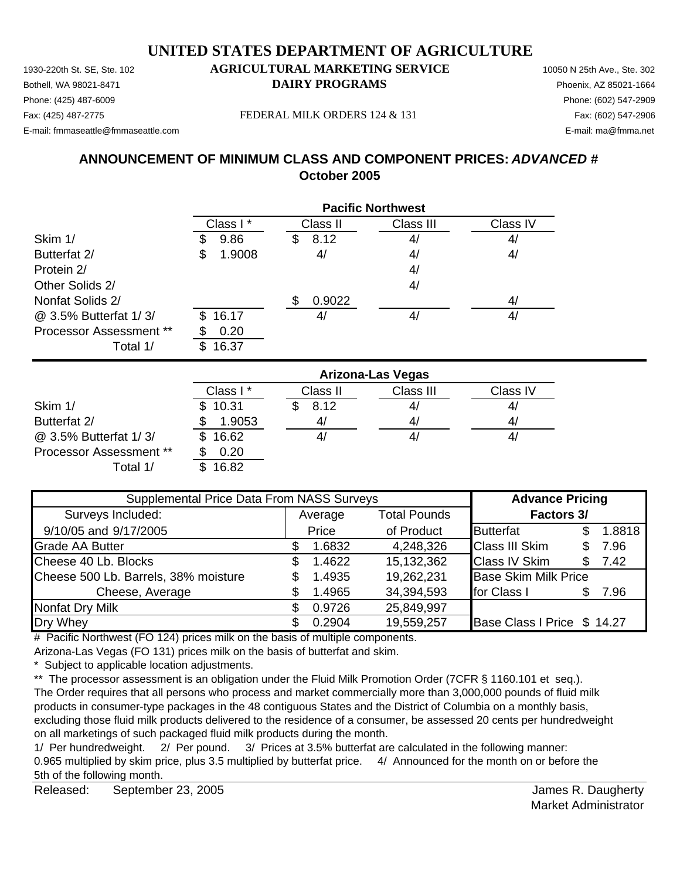# UNITED STATES DEPARTMENT OF AGRICULTURE

1930-220th St. SE, Ste. 102
Bothell, WA 98021-8471
Phone: (425) 487-6009
Fax: (425) 487-2775
E-mail: fmmaseattle@fmmaseattle.com

**AGRICULTURAL MARKETING SERVICE**
**DAIRY PROGRAMS**

FEDERAL MILK ORDERS 124 & 131

10050 N 25th Ave., Ste. 302
Phoenix, AZ 85021-1664
Phone: (602) 547-2909
Fax: (602) 547-2906
E-mail: ma@fmma.net

## ANNOUNCEMENT OF MINIMUM CLASS AND COMPONENT PRICES: *ADVANCED #*
## October 2005

| | Pacific Northwest | | | |
|---|---|---|---|---|
| | Class I * | Class II | Class III | Class IV |
| Skim 1/ | $ 9.86 | $ 8.12 | 4/ | 4/ |
| Butterfat 2/ | $ 1.9008 | 4/ | 4/ | 4/ |
| Protein 2/ | | | 4/ | |
| Other Solids 2/ | | | 4/ | |
| Nonfat Solids 2/ | | $ 0.9022 | | 4/ |
| @ 3.5% Butterfat 1/ 3/ | $ 16.17 | 4/ | 4/ | 4/ |
| Processor Assessment ** | $ 0.20 | | | |
| Total 1/ | $ 16.37 | | | |

| | Arizona-Las Vegas | | | |
|---|---|---|---|---|
| | Class I * | Class II | Class III | Class IV |
| Skim 1/ | $ 10.31 | $ 8.12 | 4/ | 4/ |
| Butterfat 2/ | $ 1.9053 | 4/ | 4/ | 4/ |
| @ 3.5% Butterfat 1/ 3/ | $ 16.62 | 4/ | 4/ | 4/ |
| Processor Assessment ** | $ 0.20 | | | |
| Total 1/ | $ 16.82 | | | |

| Supplemental Price Data From NASS Surveys | | | Advance Pricing | |
|---|---|---|---|---|
| Surveys Included: | Average | Total Pounds | Factors 3/ | |
| 9/10/05 and 9/17/2005 | Price | of Product | Butterfat | $ 1.8818 |
| Grade AA Butter | $ 1.6832 | 4,248,326 | Class III Skim | $ 7.96 |
| Cheese 40 Lb. Blocks | $ 1.4622 | 15,132,362 | Class IV Skim | $ 7.42 |
| Cheese 500 Lb. Barrels, 38% moisture | $ 1.4935 | 19,262,231 | Base Skim Milk Price | |
| Cheese, Average | $ 1.4965 | 34,394,593 | for Class I | $ 7.96 |
| Nonfat Dry Milk | $ 0.9726 | 25,849,997 | | |
| Dry Whey | $ 0.2904 | 19,559,257 | Base Class I Price | $ 14.27 |

# Pacific Northwest (FO 124) prices milk on the basis of multiple components.
Arizona-Las Vegas (FO 131) prices milk on the basis of butterfat and skim.

\* Subject to applicable location adjustments.

** The processor assessment is an obligation under the Fluid Milk Promotion Order (7CFR § 1160.101 et seq.). The Order requires that all persons who process and market commercially more than 3,000,000 pounds of fluid milk products in consumer-type packages in the 48 contiguous States and the District of Columbia on a monthly basis, excluding those fluid milk products delivered to the residence of a consumer, be assessed 20 cents per hundredweight on all marketings of such packaged fluid milk products during the month.

1/ Per hundredweight. 2/ Per pound. 3/ Prices at 3.5% butterfat are calculated in the following manner: 0.965 multiplied by skim price, plus 3.5 multiplied by butterfat price. 4/ Announced for the month on or before the 5th of the following month.

Released: September 23, 2005

James R. Daugherty
Market Administrator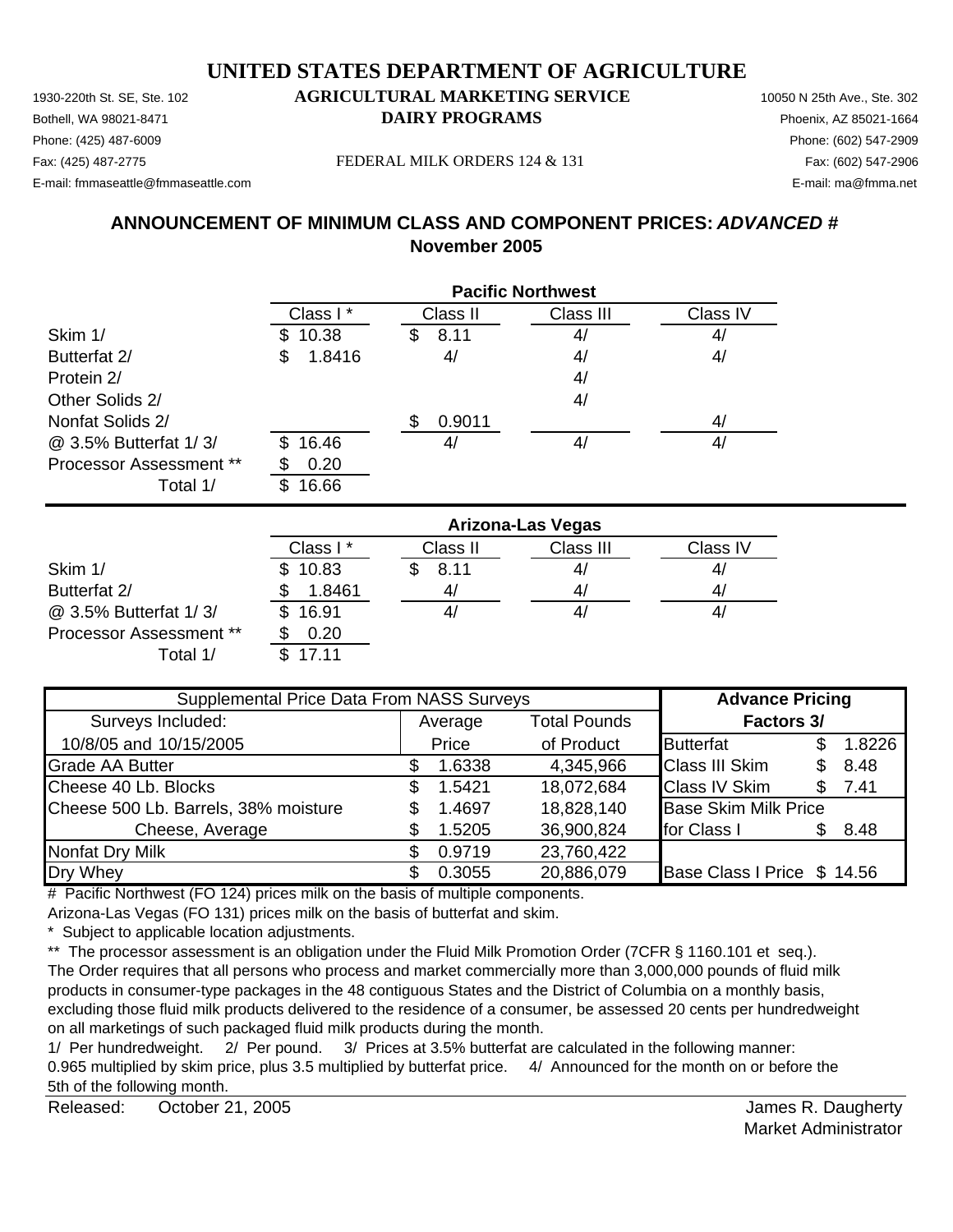# UNITED STATES DEPARTMENT OF AGRICULTURE

1930-220th St. SE, Ste. 102
Bothell, WA 98021-8471
Phone: (425) 487-6009
Fax: (425) 487-2775
E-mail: fmmaseattle@fmmaseattle.com

**AGRICULTURAL MARKETING SERVICE**
**DAIRY PROGRAMS**

FEDERAL MILK ORDERS 124 & 131

10050 N 25th Ave., Ste. 302
Phoenix, AZ 85021-1664
Phone: (602) 547-2909
Fax: (602) 547-2906
E-mail: ma@fmma.net

## ANNOUNCEMENT OF MINIMUM CLASS AND COMPONENT PRICES: *ADVANCED* #
## November 2005

| | **Pacific Northwest** | | | |
|---|---|---|---|---|
| | Class I * | Class II | Class III | Class IV |
| Skim 1/ | $ 10.38 | $ 8.11 | 4/ | 4/ |
| Butterfat 2/ | $ 1.8416 | 4/ | 4/ | 4/ |
| Protein 2/ | | | 4/ | |
| Other Solids 2/ | | | 4/ | |
| Nonfat Solids 2/ | | $ 0.9011 | | 4/ |
| @ 3.5% Butterfat 1/ 3/ | $ 16.46 | 4/ | 4/ | 4/ |
| Processor Assessment ** | $ 0.20 | | | |
| Total 1/ | $ 16.66 | | | |

| | **Arizona-Las Vegas** | | | |
|---|---|---|---|---|
| | Class I * | Class II | Class III | Class IV |
| Skim 1/ | $ 10.83 | $ 8.11 | 4/ | 4/ |
| Butterfat 2/ | $ 1.8461 | 4/ | 4/ | 4/ |
| @ 3.5% Butterfat 1/ 3/ | $ 16.91 | 4/ | 4/ | 4/ |
| Processor Assessment ** | $ 0.20 | | | |
| Total 1/ | $ 17.11 | | | |

| Supplemental Price Data From NASS Surveys | | | **Advance Pricing** | |
|---|---|---|---|---|
| Surveys Included: | Average | Total Pounds | **Factors 3/** | |
| 10/8/05 and 10/15/2005 | Price | of Product | Butterfat | $ 1.8226 |
| Grade AA Butter | $ 1.6338 | 4,345,966 | Class III Skim | $ 8.48 |
| Cheese 40 Lb. Blocks | $ 1.5421 | 18,072,684 | Class IV Skim | $ 7.41 |
| Cheese 500 Lb. Barrels, 38% moisture | $ 1.4697 | 18,828,140 | Base Skim Milk Price | |
| Cheese, Average | $ 1.5205 | 36,900,824 | for Class I | $ 8.48 |
| Nonfat Dry Milk | $ 0.9719 | 23,760,422 | | |
| Dry Whey | $ 0.3055 | 20,886,079 | Base Class I Price | $ 14.56 |

# Pacific Northwest (FO 124) prices milk on the basis of multiple components.
Arizona-Las Vegas (FO 131) prices milk on the basis of butterfat and skim.

\* Subject to applicable location adjustments.

** The processor assessment is an obligation under the Fluid Milk Promotion Order (7CFR § 1160.101 et seq.). The Order requires that all persons who process and market commercially more than 3,000,000 pounds of fluid milk products in consumer-type packages in the 48 contiguous States and the District of Columbia on a monthly basis, excluding those fluid milk products delivered to the residence of a consumer, be assessed 20 cents per hundredweight on all marketings of such packaged fluid milk products during the month.

1/ Per hundredweight. 2/ Per pound. 3/ Prices at 3.5% butterfat are calculated in the following manner: 0.965 multiplied by skim price, plus 3.5 multiplied by butterfat price. 4/ Announced for the month on or before the 5th of the following month.

Released: October 21, 2005

James R. Daugherty
Market Administrator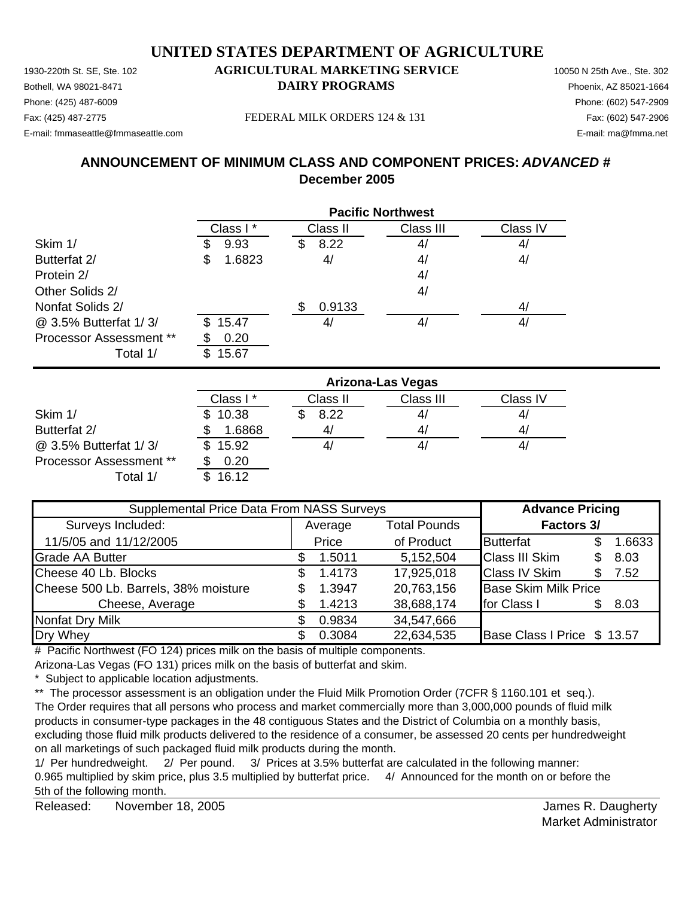# UNITED STATES DEPARTMENT OF AGRICULTURE

1930-220th St. SE, Ste. 102
Bothell, WA 98021-8471
Phone: (425) 487-6009
Fax: (425) 487-2775
E-mail: fmmaseattle@fmmaseattle.com

**AGRICULTURAL MARKETING SERVICE**
**DAIRY PROGRAMS**

FEDERAL MILK ORDERS 124 & 131

10050 N 25th Ave., Ste. 302
Phoenix, AZ 85021-1664
Phone: (602) 547-2909
Fax: (602) 547-2906
E-mail: ma@fmma.net

## ANNOUNCEMENT OF MINIMUM CLASS AND COMPONENT PRICES: *ADVANCED* #
## December 2005

| | Pacific Northwest | | | |
|---|---|---|---|---|
| | Class I * | Class II | Class III | Class IV |
| Skim 1/ | $ 9.93 | $ 8.22 | 4/ | 4/ |
| Butterfat 2/ | $ 1.6823 | 4/ | 4/ | 4/ |
| Protein 2/ | | | 4/ | |
| Other Solids 2/ | | | 4/ | |
| Nonfat Solids 2/ | | $ 0.9133 | | 4/ |
| @ 3.5% Butterfat 1/ 3/ | $ 15.47 | 4/ | 4/ | 4/ |
| Processor Assessment ** | $ 0.20 | | | |
| Total 1/ | $ 15.67 | | | |

| | Arizona-Las Vegas | | | |
|---|---|---|---|---|
| | Class I * | Class II | Class III | Class IV |
| Skim 1/ | $ 10.38 | $ 8.22 | 4/ | 4/ |
| Butterfat 2/ | $ 1.6868 | 4/ | 4/ | 4/ |
| @ 3.5% Butterfat 1/ 3/ | $ 15.92 | 4/ | 4/ | 4/ |
| Processor Assessment ** | $ 0.20 | | | |
| Total 1/ | $ 16.12 | | | |

| Supplemental Price Data From NASS Surveys | | | Advance Pricing | |
|---|---|---|---|---|
| Surveys Included: | Average | Total Pounds | Factors 3/ | |
| 11/5/05 and 11/12/2005 | Price | of Product | Butterfat | $ 1.6633 |
| Grade AA Butter | $ 1.5011 | 5,152,504 | Class III Skim | $ 8.03 |
| Cheese 40 Lb. Blocks | $ 1.4173 | 17,925,018 | Class IV Skim | $ 7.52 |
| Cheese 500 Lb. Barrels, 38% moisture | $ 1.3947 | 20,763,156 | Base Skim Milk Price | |
| Cheese, Average | $ 1.4213 | 38,688,174 | for Class I | $ 8.03 |
| Nonfat Dry Milk | $ 0.9834 | 34,547,666 | | |
| Dry Whey | $ 0.3084 | 22,634,535 | Base Class I Price | $ 13.57 |

# Pacific Northwest (FO 124) prices milk on the basis of multiple components.
Arizona-Las Vegas (FO 131) prices milk on the basis of butterfat and skim.

\* Subject to applicable location adjustments.

** The processor assessment is an obligation under the Fluid Milk Promotion Order (7CFR § 1160.101 et seq.). The Order requires that all persons who process and market commercially more than 3,000,000 pounds of fluid milk products in consumer-type packages in the 48 contiguous States and the District of Columbia on a monthly basis, excluding those fluid milk products delivered to the residence of a consumer, be assessed 20 cents per hundredweight on all marketings of such packaged fluid milk products during the month.

1/ Per hundredweight. 2/ Per pound. 3/ Prices at 3.5% butterfat are calculated in the following manner: 0.965 multiplied by skim price, plus 3.5 multiplied by butterfat price. 4/ Announced for the month on or before the 5th of the following month.

Released: November 18, 2005

James R. Daugherty
Market Administrator